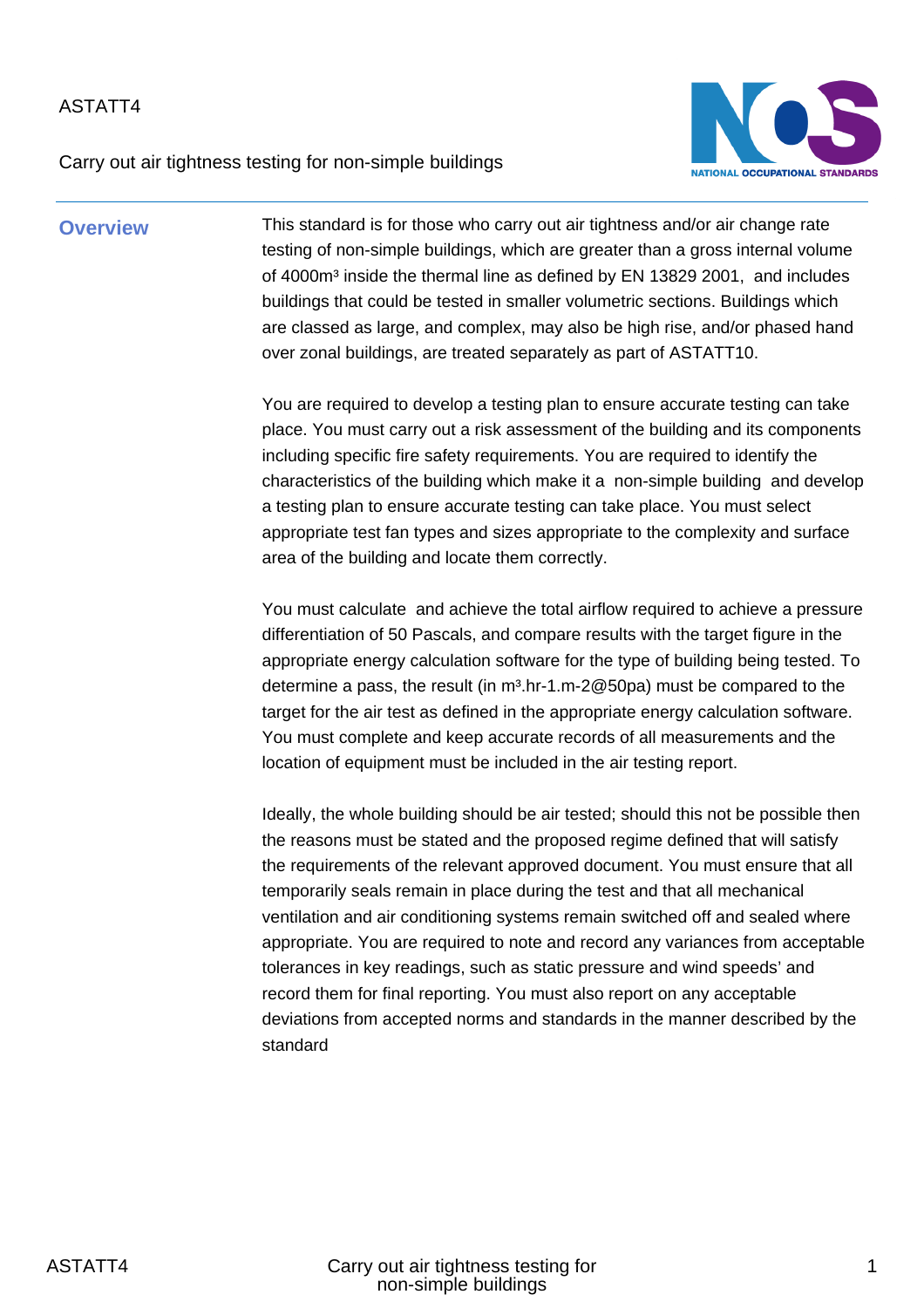ASTATT4

Carry out air tightness testing for non-simple buildings

## Overview

This standard is for those who carry out air tightness and/or air change rate testing of non-simple buildings, which are greater than a gross internal volume of $4000m^3$ inside the thermal line as defined by EN 13829 2001, and includes buildings that could be tested in smaller volumetric sections. Buildings which are classed as large, and complex, may also be high rise, and/or phased hand over zonal buildings, are treated separately as part of ASTATT10.

You are required to develop a testing plan to ensure accurate testing can take place. You must carry out a risk assessment of the building and its components including specific fire safety requirements. You are required to identify the characteristics of the building which make it a non-simple building and develop a testing plan to ensure accurate testing can take place. You must select appropriate test fan types and sizes appropriate to the complexity and surface area of the building and locate them correctly.

You must calculate and achieve the total airflow required to achieve a pressure differentiation of 50 Pascals, and compare results with the target figure in the appropriate energy calculation software for the type of building being tested. To determine a pass, the result (in $m^3.hr^{-1}.m^{-2}$@50pa) must be compared to the target for the air test as defined in the appropriate energy calculation software. You must complete and keep accurate records of all measurements and the location of equipment must be included in the air testing report.

Ideally, the whole building should be air tested; should this not be possible then the reasons must be stated and the proposed regime defined that will satisfy the requirements of the relevant approved document. You must ensure that all temporarily seals remain in place during the test and that all mechanical ventilation and air conditioning systems remain switched off and sealed where appropriate. You are required to note and record any variances from acceptable tolerances in key readings, such as static pressure and wind speeds' and record them for final reporting. You must also report on any acceptable deviations from accepted norms and standards in the manner described by the standard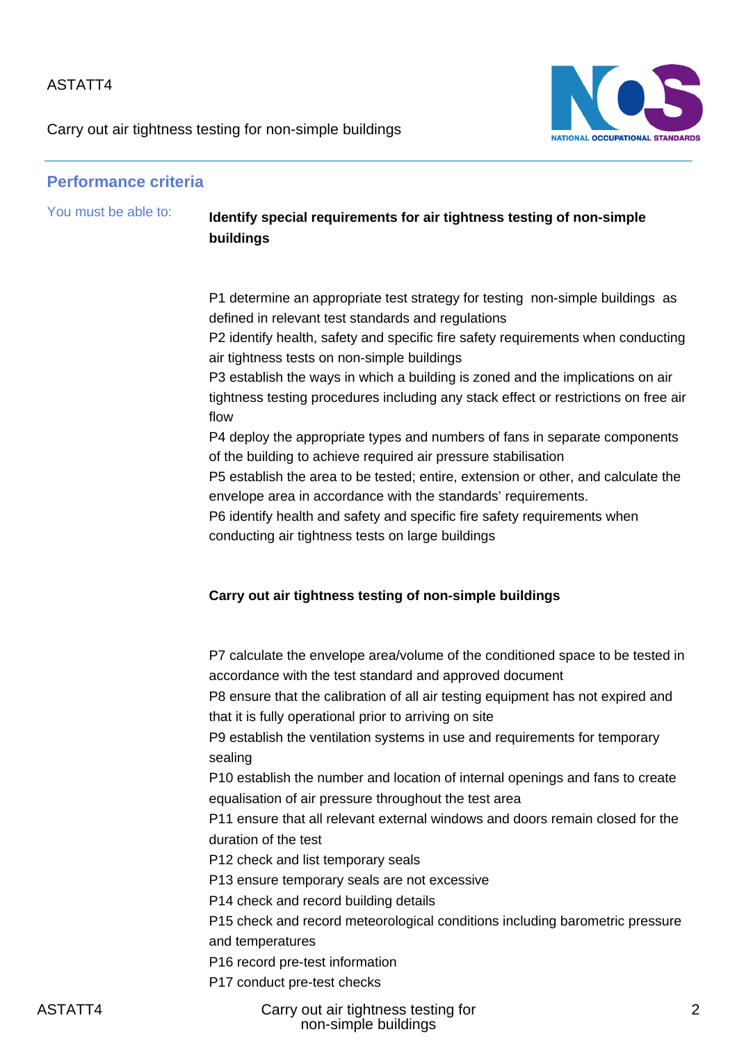## Performance criteria

You must be able to:

**Identify special requirements for air tightness testing of non-simple buildings**

P1 determine an appropriate test strategy for testing non-simple buildings as defined in relevant test standards and regulations
P2 identify health, safety and specific fire safety requirements when conducting air tightness tests on non-simple buildings
P3 establish the ways in which a building is zoned and the implications on air tightness testing procedures including any stack effect or restrictions on free air flow
P4 deploy the appropriate types and numbers of fans in separate components of the building to achieve required air pressure stabilisation
P5 establish the area to be tested; entire, extension or other, and calculate the envelope area in accordance with the standards' requirements.
P6 identify health and safety and specific fire safety requirements when conducting air tightness tests on large buildings

**Carry out air tightness testing of non-simple buildings**

P7 calculate the envelope area/volume of the conditioned space to be tested in accordance with the test standard and approved document
P8 ensure that the calibration of all air testing equipment has not expired and that it is fully operational prior to arriving on site
P9 establish the ventilation systems in use and requirements for temporary sealing
P10 establish the number and location of internal openings and fans to create equalisation of air pressure throughout the test area
P11 ensure that all relevant external windows and doors remain closed for the duration of the test
P12 check and list temporary seals
P13 ensure temporary seals are not excessive
P14 check and record building details
P15 check and record meteorological conditions including barometric pressure and temperatures
P16 record pre-test information
P17 conduct pre-test checks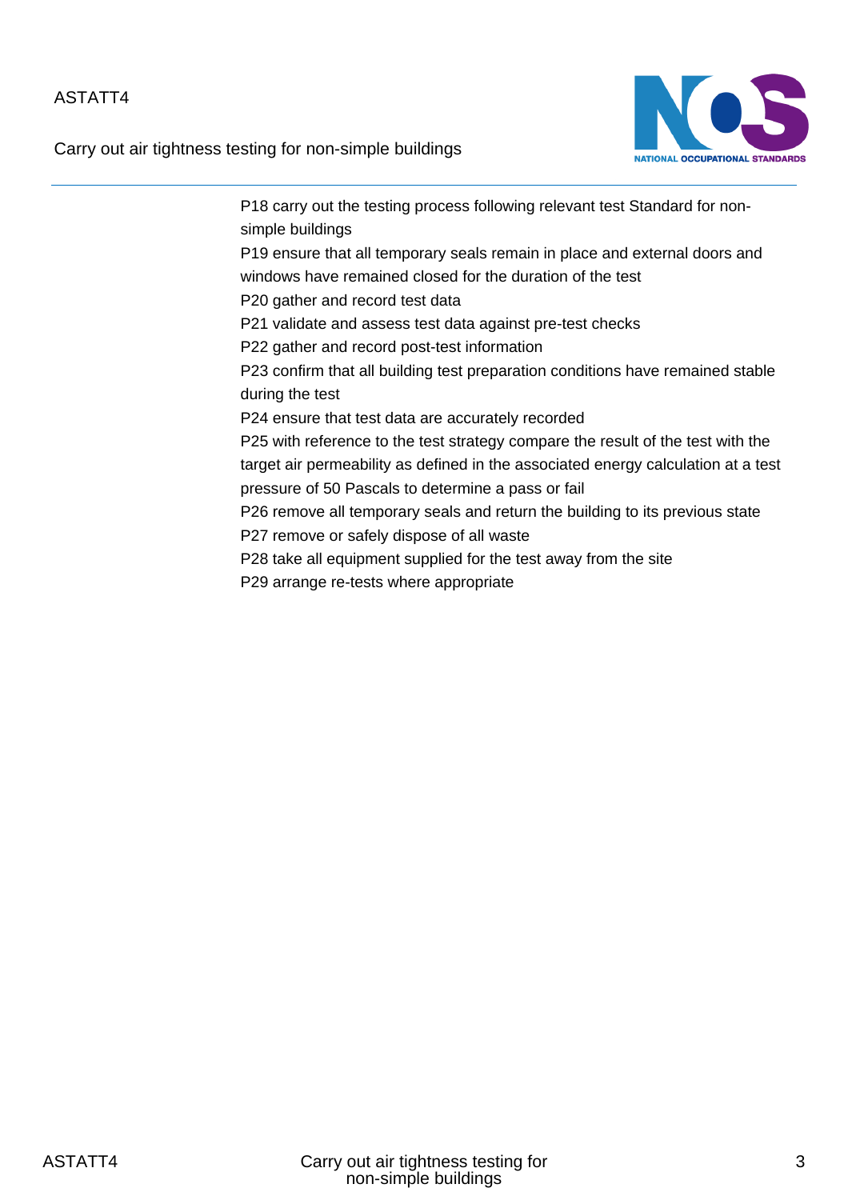P18 carry out the testing process following relevant test Standard for non-simple buildings

P19 ensure that all temporary seals remain in place and external doors and windows have remained closed for the duration of the test

P20 gather and record test data

P21 validate and assess test data against pre-test checks

P22 gather and record post-test information

P23 confirm that all building test preparation conditions have remained stable during the test

P24 ensure that test data are accurately recorded

P25 with reference to the test strategy compare the result of the test with the target air permeability as defined in the associated energy calculation at a test pressure of 50 Pascals to determine a pass or fail

P26 remove all temporary seals and return the building to its previous state

P27 remove or safely dispose of all waste

P28 take all equipment supplied for the test away from the site

P29 arrange re-tests where appropriate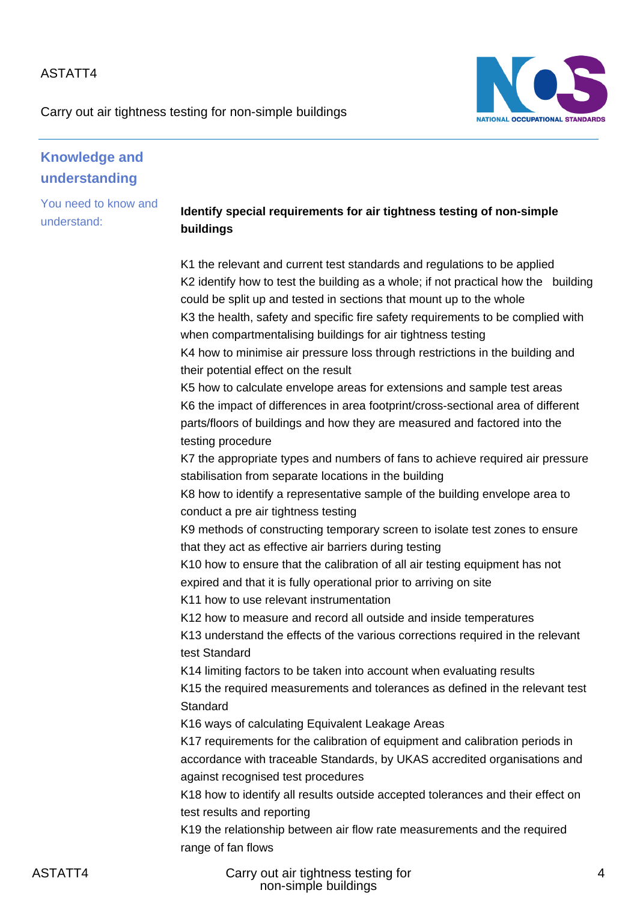## Knowledge and understanding

You need to know and understand:

**Identify special requirements for air tightness testing of non-simple buildings**

K1 the relevant and current test standards and regulations to be applied
K2 identify how to test the building as a whole; if not practical how the building could be split up and tested in sections that mount up to the whole
K3 the health, safety and specific fire safety requirements to be complied with when compartmentalising buildings for air tightness testing
K4 how to minimise air pressure loss through restrictions in the building and their potential effect on the result
K5 how to calculate envelope areas for extensions and sample test areas
K6 the impact of differences in area footprint/cross-sectional area of different parts/floors of buildings and how they are measured and factored into the testing procedure
K7 the appropriate types and numbers of fans to achieve required air pressure stabilisation from separate locations in the building
K8 how to identify a representative sample of the building envelope area to conduct a pre air tightness testing
K9 methods of constructing temporary screen to isolate test zones to ensure that they act as effective air barriers during testing
K10 how to ensure that the calibration of all air testing equipment has not expired and that it is fully operational prior to arriving on site
K11 how to use relevant instrumentation
K12 how to measure and record all outside and inside temperatures
K13 understand the effects of the various corrections required in the relevant test Standard
K14 limiting factors to be taken into account when evaluating results
K15 the required measurements and tolerances as defined in the relevant test Standard
K16 ways of calculating Equivalent Leakage Areas
K17 requirements for the calibration of equipment and calibration periods in accordance with traceable Standards, by UKAS accredited organisations and against recognised test procedures
K18 how to identify all results outside accepted tolerances and their effect on test results and reporting
K19 the relationship between air flow rate measurements and the required range of fan flows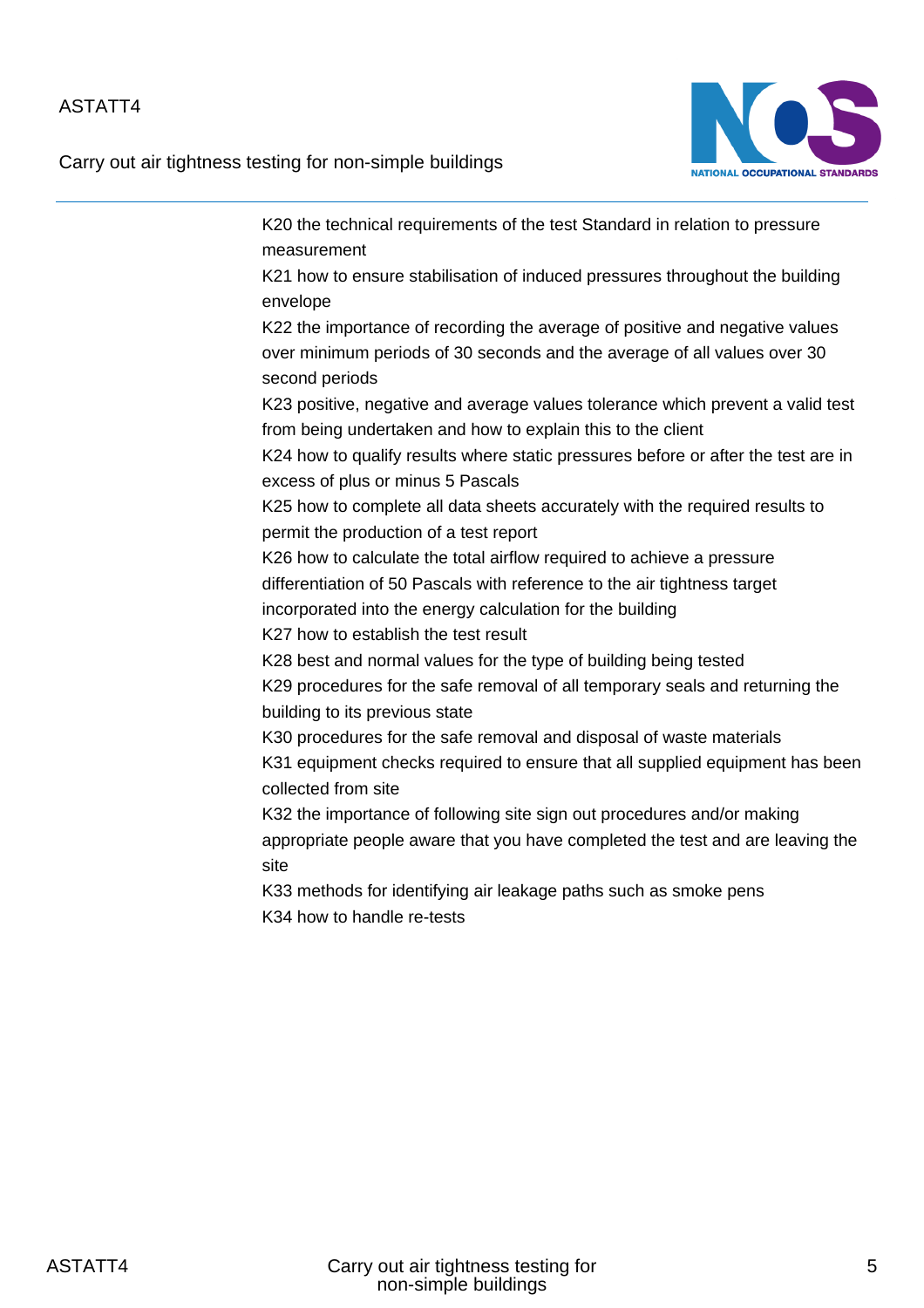K20 the technical requirements of the test Standard in relation to pressure measurement

K21 how to ensure stabilisation of induced pressures throughout the building envelope

K22 the importance of recording the average of positive and negative values over minimum periods of 30 seconds and the average of all values over 30 second periods

K23 positive, negative and average values tolerance which prevent a valid test from being undertaken and how to explain this to the client

K24 how to qualify results where static pressures before or after the test are in excess of plus or minus 5 Pascals

K25 how to complete all data sheets accurately with the required results to permit the production of a test report

K26 how to calculate the total airflow required to achieve a pressure differentiation of 50 Pascals with reference to the air tightness target incorporated into the energy calculation for the building

K27 how to establish the test result

K28 best and normal values for the type of building being tested

K29 procedures for the safe removal of all temporary seals and returning the building to its previous state

K30 procedures for the safe removal and disposal of waste materials

K31 equipment checks required to ensure that all supplied equipment has been collected from site

K32 the importance of following site sign out procedures and/or making appropriate people aware that you have completed the test and are leaving the site

K33 methods for identifying air leakage paths such as smoke pens

K34 how to handle re-tests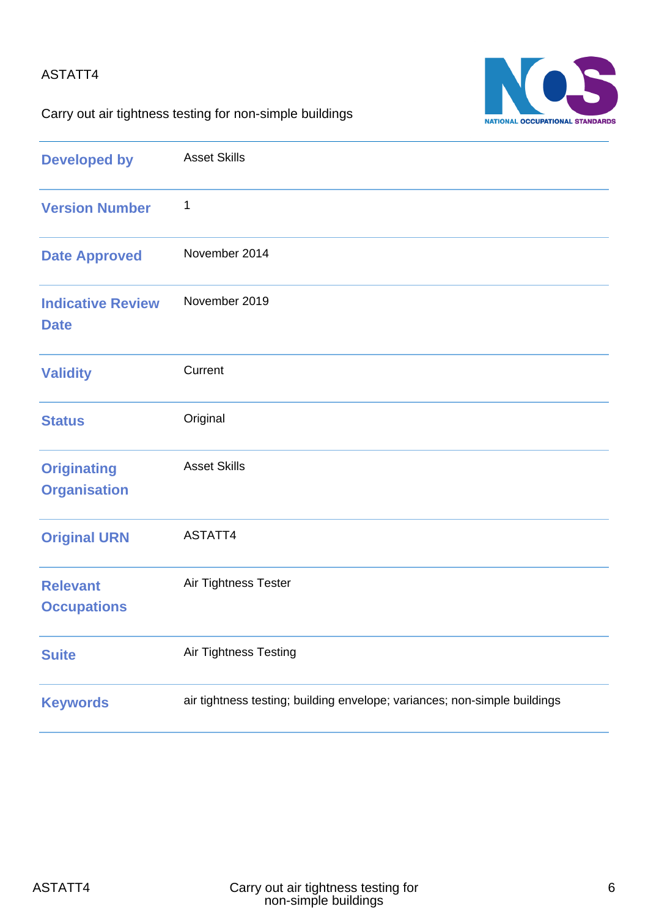ASTATT4

Carry out air tightness testing for non-simple buildings

| | |
|---|---|
| **Developed by** | Asset Skills |
| **Version Number** | 1 |
| **Date Approved** | November 2014 |
| **Indicative Review Date** | November 2019 |
| **Validity** | Current |
| **Status** | Original |
| **Originating Organisation** | Asset Skills |
| **Original URN** | ASTATT4 |
| **Relevant Occupations** | Air Tightness Tester |
| **Suite** | Air Tightness Testing |
| **Keywords** | air tightness testing; building envelope; variances; non-simple buildings |